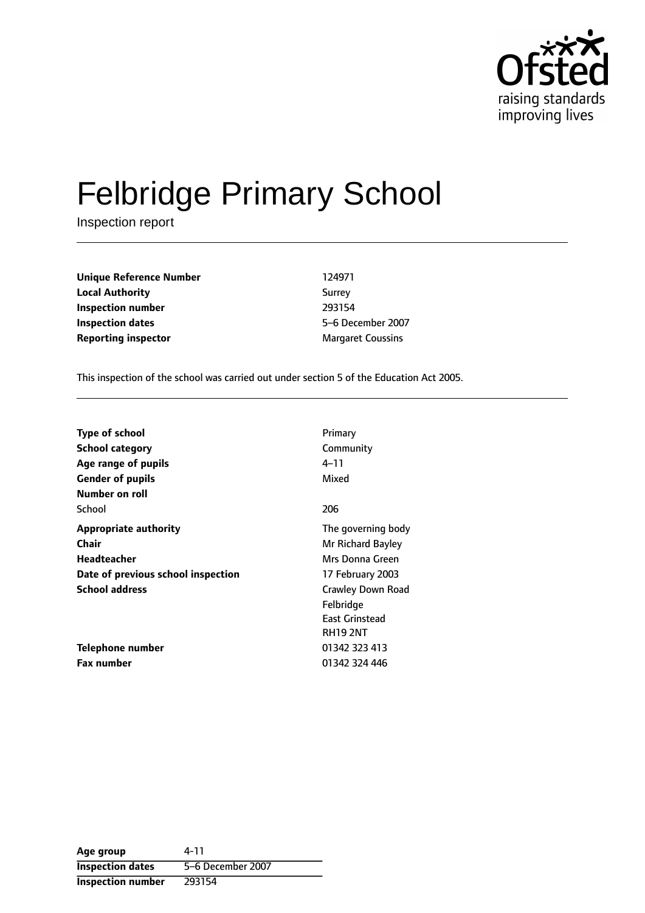Ofsted
raising standards
improving lives

# Felbridge Primary School

Inspection report

| | |
|---|---|
| **Unique Reference Number** | 124971 |
| **Local Authority** | Surrey |
| **Inspection number** | 293154 |
| **Inspection dates** | 5–6 December 2007 |
| **Reporting inspector** | Margaret Coussins |

This inspection of the school was carried out under section 5 of the Education Act 2005.

| | |
|---|---|
| **Type of school** | Primary |
| **School category** | Community |
| **Age range of pupils** | 4–11 |
| **Gender of pupils** | Mixed |
| **Number on roll** | |
| School | 206 |
| **Appropriate authority** | The governing body |
| **Chair** | Mr Richard Bayley |
| **Headteacher** | Mrs Donna Green |
| **Date of previous school inspection** | 17 February 2003 |
| **School address** | Crawley Down Road<br>Felbridge<br>East Grinstead<br>RH19 2NT |
| **Telephone number** | 01342 323 413 |
| **Fax number** | 01342 324 446 |

| | |
|---|---|
| **Age group** | 4-11 |
| **Inspection dates** | 5–6 December 2007 |
| **Inspection number** | 293154 |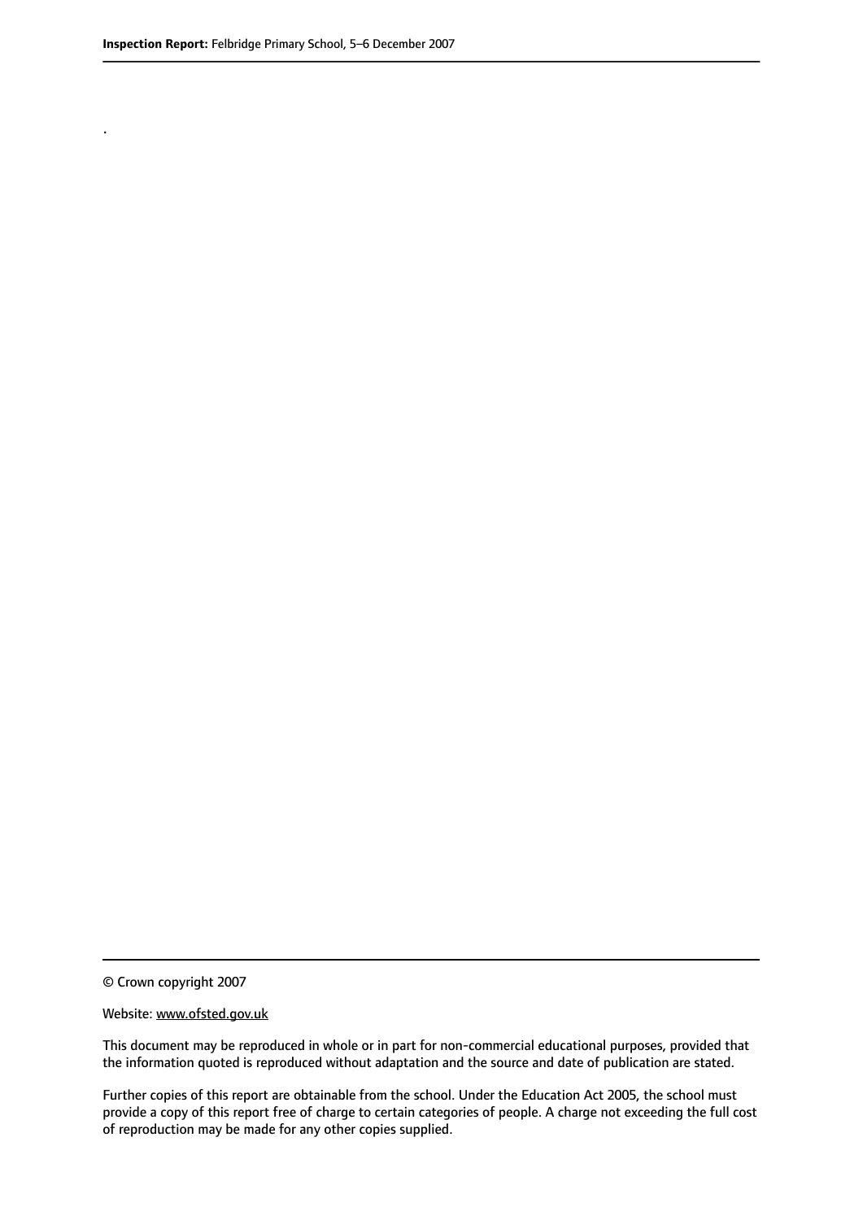.

© Crown copyright 2007

Website: www.ofsted.gov.uk

This document may be reproduced in whole or in part for non-commercial educational purposes, provided that the information quoted is reproduced without adaptation and the source and date of publication are stated.

Further copies of this report are obtainable from the school. Under the Education Act 2005, the school must provide a copy of this report free of charge to certain categories of people. A charge not exceeding the full cost of reproduction may be made for any other copies supplied.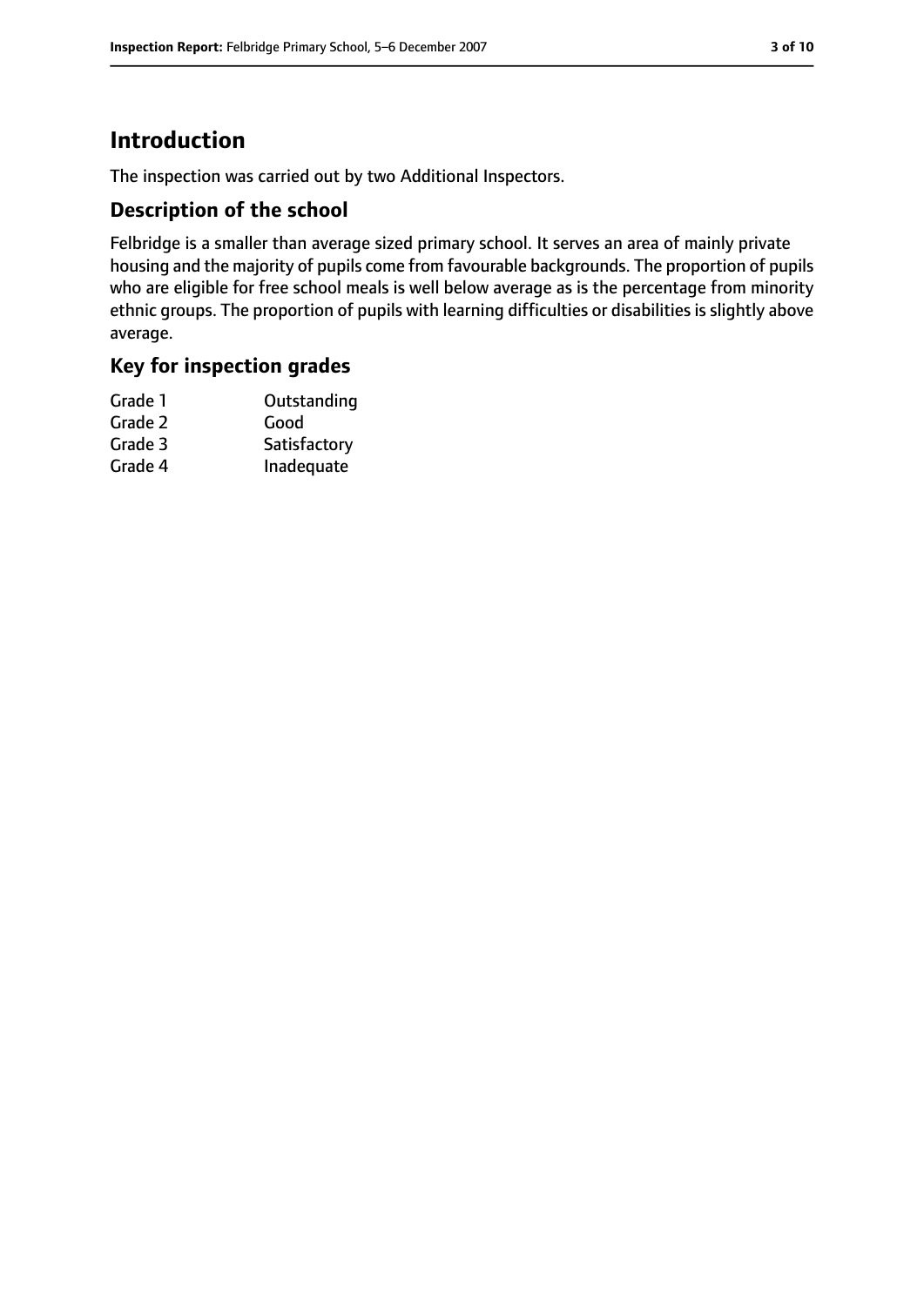# Introduction

The inspection was carried out by two Additional Inspectors.

## Description of the school

Felbridge is a smaller than average sized primary school. It serves an area of mainly private housing and the majority of pupils come from favourable backgrounds. The proportion of pupils who are eligible for free school meals is well below average as is the percentage from minority ethnic groups. The proportion of pupils with learning difficulties or disabilities is slightly above average.

## Key for inspection grades

| | |
|---|---|
| Grade 1 | Outstanding |
| Grade 2 | Good |
| Grade 3 | Satisfactory |
| Grade 4 | Inadequate |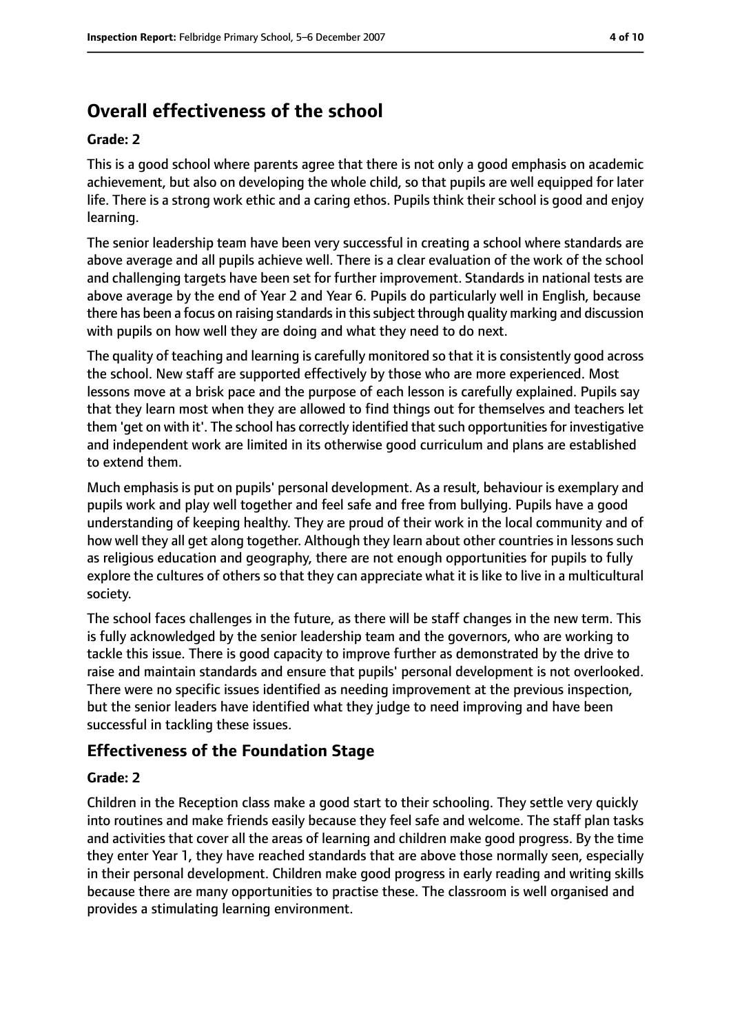## Overall effectiveness of the school

**Grade: 2**

This is a good school where parents agree that there is not only a good emphasis on academic achievement, but also on developing the whole child, so that pupils are well equipped for later life. There is a strong work ethic and a caring ethos. Pupils think their school is good and enjoy learning.

The senior leadership team have been very successful in creating a school where standards are above average and all pupils achieve well. There is a clear evaluation of the work of the school and challenging targets have been set for further improvement. Standards in national tests are above average by the end of Year 2 and Year 6. Pupils do particularly well in English, because there has been a focus on raising standards in this subject through quality marking and discussion with pupils on how well they are doing and what they need to do next.

The quality of teaching and learning is carefully monitored so that it is consistently good across the school. New staff are supported effectively by those who are more experienced. Most lessons move at a brisk pace and the purpose of each lesson is carefully explained. Pupils say that they learn most when they are allowed to find things out for themselves and teachers let them 'get on with it'. The school has correctly identified that such opportunities for investigative and independent work are limited in its otherwise good curriculum and plans are established to extend them.

Much emphasis is put on pupils' personal development. As a result, behaviour is exemplary and pupils work and play well together and feel safe and free from bullying. Pupils have a good understanding of keeping healthy. They are proud of their work in the local community and of how well they all get along together. Although they learn about other countries in lessons such as religious education and geography, there are not enough opportunities for pupils to fully explore the cultures of others so that they can appreciate what it is like to live in a multicultural society.

The school faces challenges in the future, as there will be staff changes in the new term. This is fully acknowledged by the senior leadership team and the governors, who are working to tackle this issue. There is good capacity to improve further as demonstrated by the drive to raise and maintain standards and ensure that pupils' personal development is not overlooked. There were no specific issues identified as needing improvement at the previous inspection, but the senior leaders have identified what they judge to need improving and have been successful in tackling these issues.

## Effectiveness of the Foundation Stage

**Grade: 2**

Children in the Reception class make a good start to their schooling. They settle very quickly into routines and make friends easily because they feel safe and welcome. The staff plan tasks and activities that cover all the areas of learning and children make good progress. By the time they enter Year 1, they have reached standards that are above those normally seen, especially in their personal development. Children make good progress in early reading and writing skills because there are many opportunities to practise these. The classroom is well organised and provides a stimulating learning environment.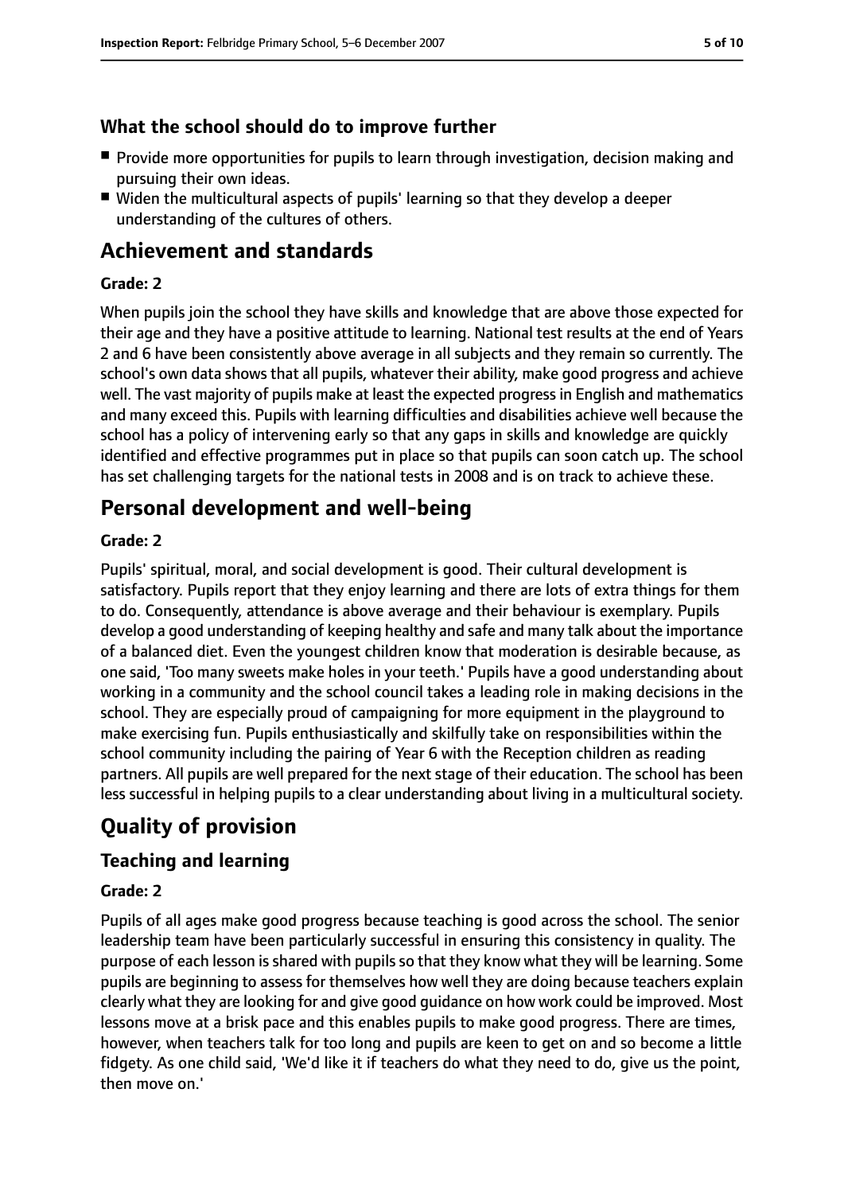### What the school should do to improve further

- Provide more opportunities for pupils to learn through investigation, decision making and pursuing their own ideas.
- Widen the multicultural aspects of pupils' learning so that they develop a deeper understanding of the cultures of others.

## Achievement and standards

**Grade: 2**

When pupils join the school they have skills and knowledge that are above those expected for their age and they have a positive attitude to learning. National test results at the end of Years 2 and 6 have been consistently above average in all subjects and they remain so currently. The school's own data shows that all pupils, whatever their ability, make good progress and achieve well. The vast majority of pupils make at least the expected progress in English and mathematics and many exceed this. Pupils with learning difficulties and disabilities achieve well because the school has a policy of intervening early so that any gaps in skills and knowledge are quickly identified and effective programmes put in place so that pupils can soon catch up. The school has set challenging targets for the national tests in 2008 and is on track to achieve these.

## Personal development and well-being

**Grade: 2**

Pupils' spiritual, moral, and social development is good. Their cultural development is satisfactory. Pupils report that they enjoy learning and there are lots of extra things for them to do. Consequently, attendance is above average and their behaviour is exemplary. Pupils develop a good understanding of keeping healthy and safe and many talk about the importance of a balanced diet. Even the youngest children know that moderation is desirable because, as one said, 'Too many sweets make holes in your teeth.' Pupils have a good understanding about working in a community and the school council takes a leading role in making decisions in the school. They are especially proud of campaigning for more equipment in the playground to make exercising fun. Pupils enthusiastically and skilfully take on responsibilities within the school community including the pairing of Year 6 with the Reception children as reading partners. All pupils are well prepared for the next stage of their education. The school has been less successful in helping pupils to a clear understanding about living in a multicultural society.

# Quality of provision

## Teaching and learning

**Grade: 2**

Pupils of all ages make good progress because teaching is good across the school. The senior leadership team have been particularly successful in ensuring this consistency in quality. The purpose of each lesson is shared with pupils so that they know what they will be learning. Some pupils are beginning to assess for themselves how well they are doing because teachers explain clearly what they are looking for and give good guidance on how work could be improved. Most lessons move at a brisk pace and this enables pupils to make good progress. There are times, however, when teachers talk for too long and pupils are keen to get on and so become a little fidgety. As one child said, 'We'd like it if teachers do what they need to do, give us the point, then move on.'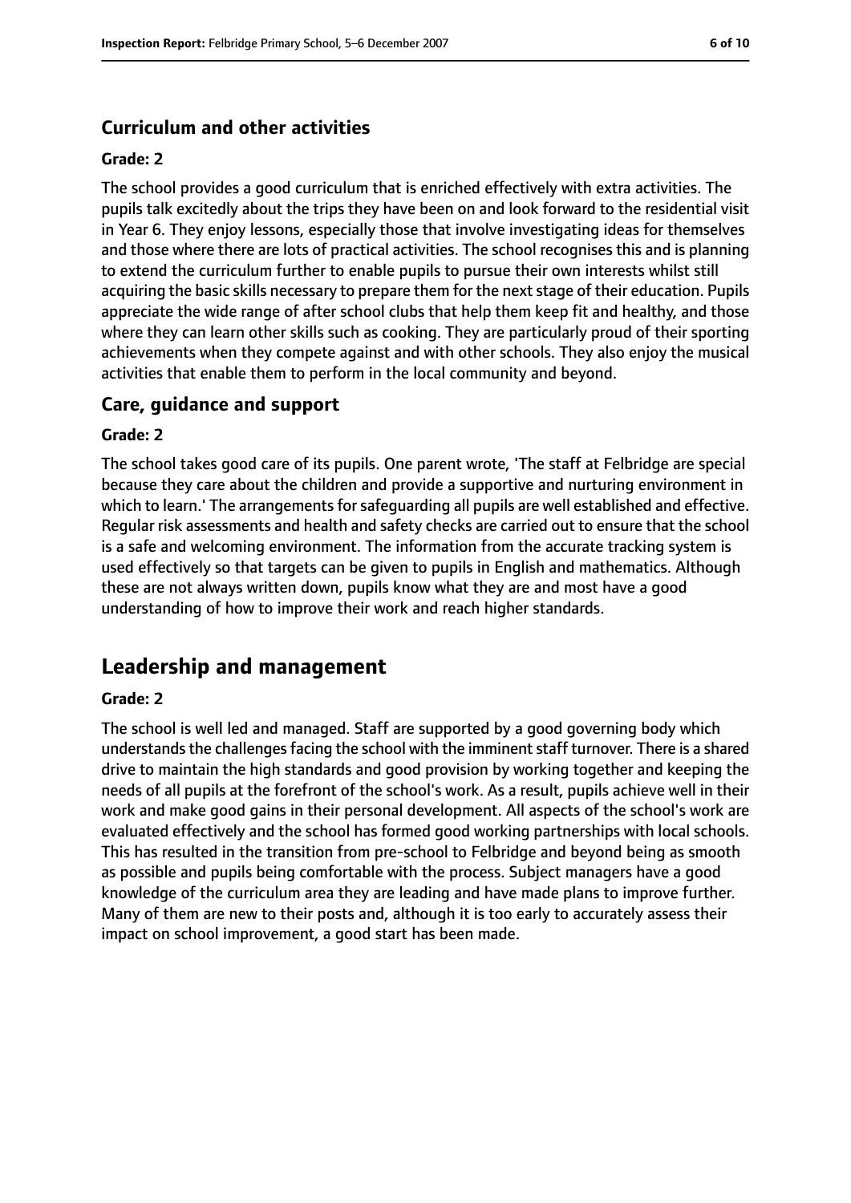### Curriculum and other activities

#### Grade: 2

The school provides a good curriculum that is enriched effectively with extra activities. The pupils talk excitedly about the trips they have been on and look forward to the residential visit in Year 6. They enjoy lessons, especially those that involve investigating ideas for themselves and those where there are lots of practical activities. The school recognises this and is planning to extend the curriculum further to enable pupils to pursue their own interests whilst still acquiring the basic skills necessary to prepare them for the next stage of their education. Pupils appreciate the wide range of after school clubs that help them keep fit and healthy, and those where they can learn other skills such as cooking. They are particularly proud of their sporting achievements when they compete against and with other schools. They also enjoy the musical activities that enable them to perform in the local community and beyond.

### Care, guidance and support

#### Grade: 2

The school takes good care of its pupils. One parent wrote, 'The staff at Felbridge are special because they care about the children and provide a supportive and nurturing environment in which to learn.' The arrangements for safeguarding all pupils are well established and effective. Regular risk assessments and health and safety checks are carried out to ensure that the school is a safe and welcoming environment. The information from the accurate tracking system is used effectively so that targets can be given to pupils in English and mathematics. Although these are not always written down, pupils know what they are and most have a good understanding of how to improve their work and reach higher standards.

## Leadership and management

#### Grade: 2

The school is well led and managed. Staff are supported by a good governing body which understands the challenges facing the school with the imminent staff turnover. There is a shared drive to maintain the high standards and good provision by working together and keeping the needs of all pupils at the forefront of the school's work. As a result, pupils achieve well in their work and make good gains in their personal development. All aspects of the school's work are evaluated effectively and the school has formed good working partnerships with local schools. This has resulted in the transition from pre-school to Felbridge and beyond being as smooth as possible and pupils being comfortable with the process. Subject managers have a good knowledge of the curriculum area they are leading and have made plans to improve further. Many of them are new to their posts and, although it is too early to accurately assess their impact on school improvement, a good start has been made.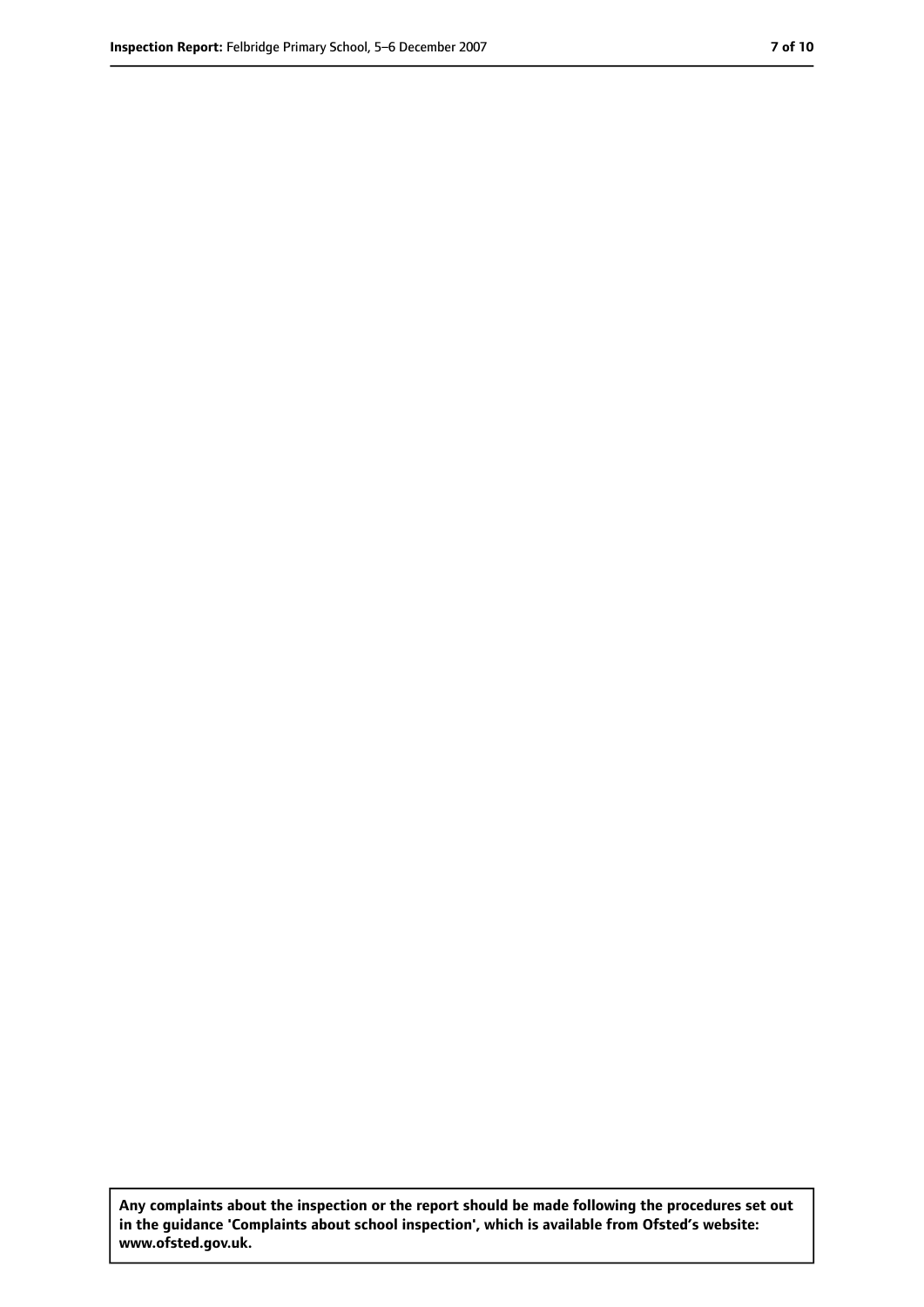**Any complaints about the inspection or the report should be made following the procedures set out in the guidance 'Complaints about school inspection', which is available from Ofsted's website: www.ofsted.gov.uk.**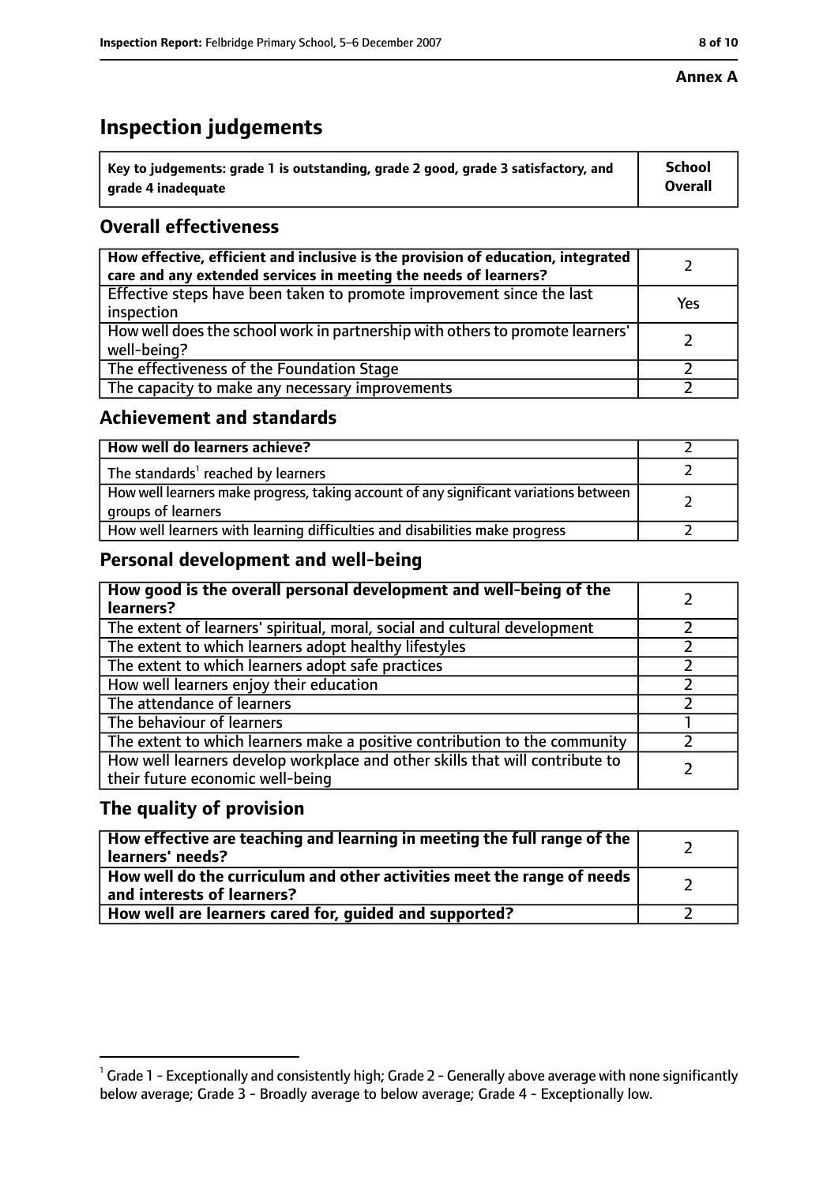**Annex A**

# Inspection judgements

| Key to judgements: grade 1 is outstanding, grade 2 good, grade 3 satisfactory, and grade 4 inadequate | School Overall |
|---|---|

## Overall effectiveness

| | |
|---|---|
| How effective, efficient and inclusive is the provision of education, integrated care and any extended services in meeting the needs of learners? | 2 |
| Effective steps have been taken to promote improvement since the last inspection | Yes |
| How well does the school work in partnership with others to promote learners' well-being? | 2 |
| The effectiveness of the Foundation Stage | 2 |
| The capacity to make any necessary improvements | 2 |

## Achievement and standards

| | |
|---|---|
| How well do learners achieve? | 2 |
| The standards[1] reached by learners | 2 |
| How well learners make progress, taking account of any significant variations between groups of learners | 2 |
| How well learners with learning difficulties and disabilities make progress | 2 |

## Personal development and well-being

| | |
|---|---|
| How good is the overall personal development and well-being of the learners? | 2 |
| The extent of learners' spiritual, moral, social and cultural development | 2 |
| The extent to which learners adopt healthy lifestyles | 2 |
| The extent to which learners adopt safe practices | 2 |
| How well learners enjoy their education | 2 |
| The attendance of learners | 2 |
| The behaviour of learners | 1 |
| The extent to which learners make a positive contribution to the community | 2 |
| How well learners develop workplace and other skills that will contribute to their future economic well-being | 2 |

## The quality of provision

| | |
|---|---|
| How effective are teaching and learning in meeting the full range of the learners' needs? | 2 |
| How well do the curriculum and other activities meet the range of needs and interests of learners? | 2 |
| How well are learners cared for, guided and supported? | 2 |

[1] Grade 1 - Exceptionally and consistently high; Grade 2 - Generally above average with none significantly below average; Grade 3 - Broadly average to below average; Grade 4 - Exceptionally low.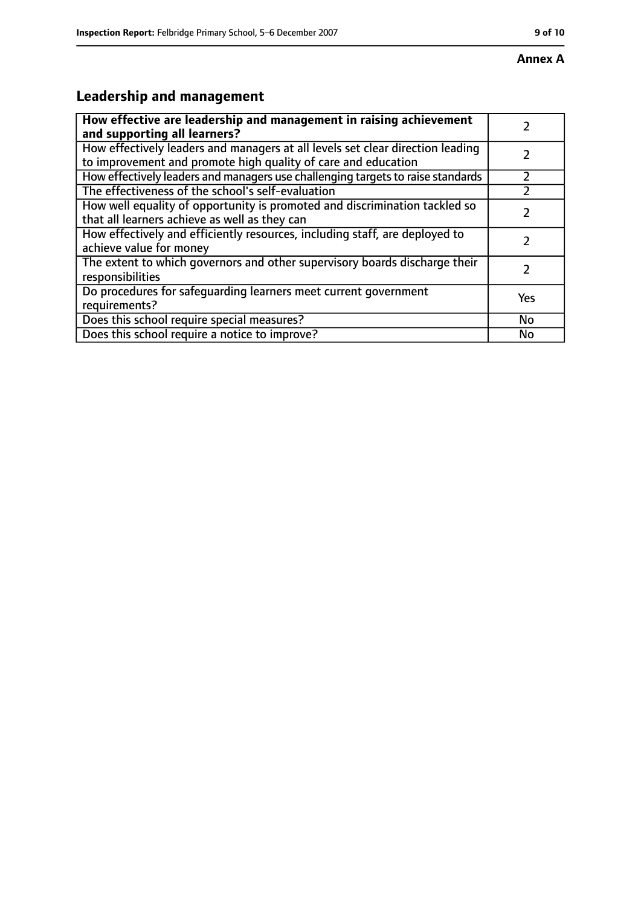**Annex A**

## Leadership and management

| How effective are leadership and management in raising achievement and supporting all learners? | 2 |
|---|---|
| How effectively leaders and managers at all levels set clear direction leading to improvement and promote high quality of care and education | 2 |
| How effectively leaders and managers use challenging targets to raise standards | 2 |
| The effectiveness of the school's self-evaluation | 2 |
| How well equality of opportunity is promoted and discrimination tackled so that all learners achieve as well as they can | 2 |
| How effectively and efficiently resources, including staff, are deployed to achieve value for money | 2 |
| The extent to which governors and other supervisory boards discharge their responsibilities | 2 |
| Do procedures for safeguarding learners meet current government requirements? | Yes |
| Does this school require special measures? | No |
| Does this school require a notice to improve? | No |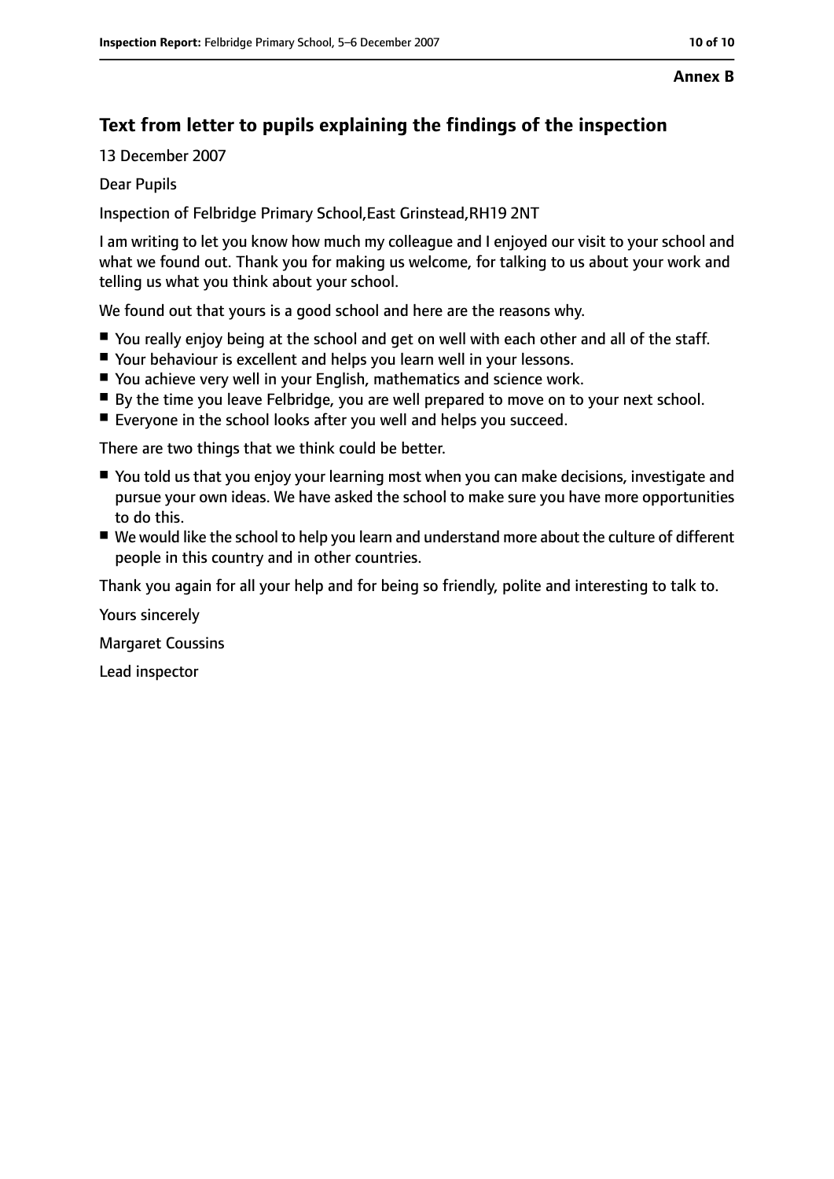**Annex B**

## Text from letter to pupils explaining the findings of the inspection

13 December 2007

Dear Pupils

Inspection of Felbridge Primary School,East Grinstead,RH19 2NT

I am writing to let you know how much my colleague and I enjoyed our visit to your school and what we found out. Thank you for making us welcome, for talking to us about your work and telling us what you think about your school.

We found out that yours is a good school and here are the reasons why.

- You really enjoy being at the school and get on well with each other and all of the staff.
- Your behaviour is excellent and helps you learn well in your lessons.
- You achieve very well in your English, mathematics and science work.
- By the time you leave Felbridge, you are well prepared to move on to your next school.
- Everyone in the school looks after you well and helps you succeed.

There are two things that we think could be better.

- You told us that you enjoy your learning most when you can make decisions, investigate and pursue your own ideas. We have asked the school to make sure you have more opportunities to do this.
- We would like the school to help you learn and understand more about the culture of different people in this country and in other countries.

Thank you again for all your help and for being so friendly, polite and interesting to talk to.

Yours sincerely

Margaret Coussins

Lead inspector